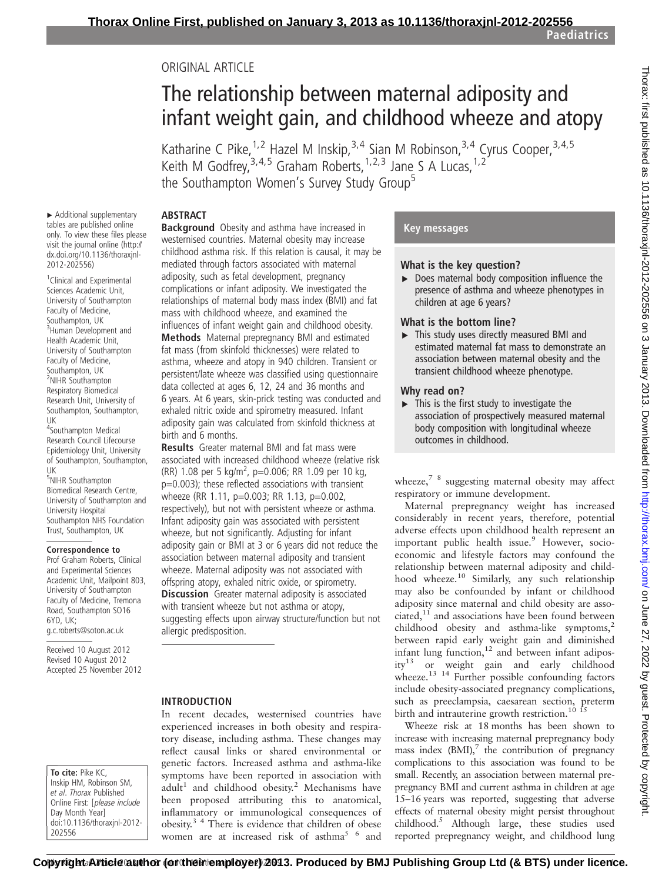ORIGINAL ARTICLE

# The relationship between maternal adiposity and infant weight gain, and childhood wheeze and atopy

Katharine C Pike,[1,2] Hazel M Inskip,[3,4] Sian M Robinson,[3,4] Cyrus Cooper,[3,4,5] Keith M Godfrey,[3,4,5] Graham Roberts,[1,2,3] Jane S A Lucas,[1,2] the Southampton Women's Survey Study Group[5]

▸ Additional supplementary tables are published online only. To view these files please visit the journal online (http://dx.doi.org/10.1136/thoraxjnl-2012-202556)

[1]Clinical and Experimental Sciences Academic Unit, University of Southampton Faculty of Medicine, Southampton, UK
[3]Human Development and Health Academic Unit, University of Southampton Faculty of Medicine, Southampton, UK
[2]NIHR Southampton Respiratory Biomedical Research Unit, University of Southampton, Southampton, UK
[4]Southampton Medical Research Council Lifecourse Epidemiology Unit, University of Southampton, Southampton, UK
[5]NIHR Southampton Biomedical Research Centre, University of Southampton and University Hospital Southampton NHS Foundation Trust, Southampton, UK

**Correspondence to**
Prof Graham Roberts, Clinical and Experimental Sciences Academic Unit, Mailpoint 803, University of Southampton Faculty of Medicine, Tremona Road, Southampton SO16 6YD, UK; g.c.roberts@soton.ac.uk

Received 10 August 2012
Revised 10 August 2012
Accepted 25 November 2012

## ABSTRACT

**Background** Obesity and asthma have increased in westernised countries. Maternal obesity may increase childhood asthma risk. If this relation is causal, it may be mediated through factors associated with maternal adiposity, such as fetal development, pregnancy complications or infant adiposity. We investigated the relationships of maternal body mass index (BMI) and fat mass with childhood wheeze, and examined the influences of infant weight gain and childhood obesity.

**Methods** Maternal prepregnancy BMI and estimated fat mass (from skinfold thicknesses) were related to asthma, wheeze and atopy in 940 children. Transient or persistent/late wheeze was classified using questionnaire data collected at ages 6, 12, 24 and 36 months and 6 years. At 6 years, skin-prick testing was conducted and exhaled nitric oxide and spirometry measured. Infant adiposity gain was calculated from skinfold thickness at birth and 6 months.

**Results** Greater maternal BMI and fat mass were associated with increased childhood wheeze (relative risk (RR) 1.08 per 5 kg/m$^2$, p=0.006; RR 1.09 per 10 kg, p=0.003); these reflected associations with transient wheeze (RR 1.11, p=0.003; RR 1.13, p=0.002, respectively), but not with persistent wheeze or asthma. Infant adiposity gain was associated with persistent wheeze, but not significantly. Adjusting for infant adiposity gain or BMI at 3 or 6 years did not reduce the association between maternal adiposity and transient wheeze. Maternal adiposity was not associated with offspring atopy, exhaled nitric oxide, or spirometry.

**Discussion** Greater maternal adiposity is associated with transient wheeze but not asthma or atopy, suggesting effects upon airway structure/function but not allergic predisposition.

**To cite:** Pike KC, Inskip HM, Robinson SM, *et al*. *Thorax* Published Online First: [*please include* Day Month Year] doi:10.1136/thoraxjnl-2012-202556

## Key messages

### What is the key question?

▸ Does maternal body composition influence the presence of asthma and wheeze phenotypes in children at age 6 years?

### What is the bottom line?

▸ This study uses directly measured BMI and estimated maternal fat mass to demonstrate an association between maternal obesity and the transient childhood wheeze phenotype.

### Why read on?

▸ This is the first study to investigate the association of prospectively measured maternal body composition with longitudinal wheeze outcomes in childhood.

## INTRODUCTION

In recent decades, westernised countries have experienced increases in both obesity and respiratory disease, including asthma. These changes may reflect causal links or shared environmental or genetic factors. Increased asthma and asthma-like symptoms have been reported in association with adult[1] and childhood obesity.[2] Mechanisms have been proposed attributing this to anatomical, inflammatory or immunological consequences of obesity.[3 4] There is evidence that children of obese women are at increased risk of asthma[5 6] and wheeze,[7 8] suggesting maternal obesity may affect respiratory or immune development.

Maternal prepregnancy weight has increased considerably in recent years, therefore, potential adverse effects upon childhood health represent an important public health issue.[9] However, socio-economic and lifestyle factors may confound the relationship between maternal adiposity and childhood wheeze.[10] Similarly, any such relationship may also be confounded by infant or childhood adiposity since maternal and child obesity are associated,[11] and associations have been found between childhood obesity and asthma-like symptoms,[2] between rapid early weight gain and diminished infant lung function,[12] and between infant adiposity[13] or weight gain and early childhood wheeze.[13 14] Further possible confounding factors include obesity-associated pregnancy complications, such as preeclampsia, caesarean section, preterm birth and intrauterine growth restriction.[10 15]

Wheeze risk at 18 months has been shown to increase with increasing maternal prepregnancy body mass index (BMI),[7] the contribution of pregnancy complications to this association was found to be small. Recently, an association between maternal prepregnancy BMI and current asthma in children at age 15–16 years was reported, suggesting that adverse effects of maternal obesity might persist throughout childhood.[5] Although large, these studies used reported prepregnancy weight, and childhood lung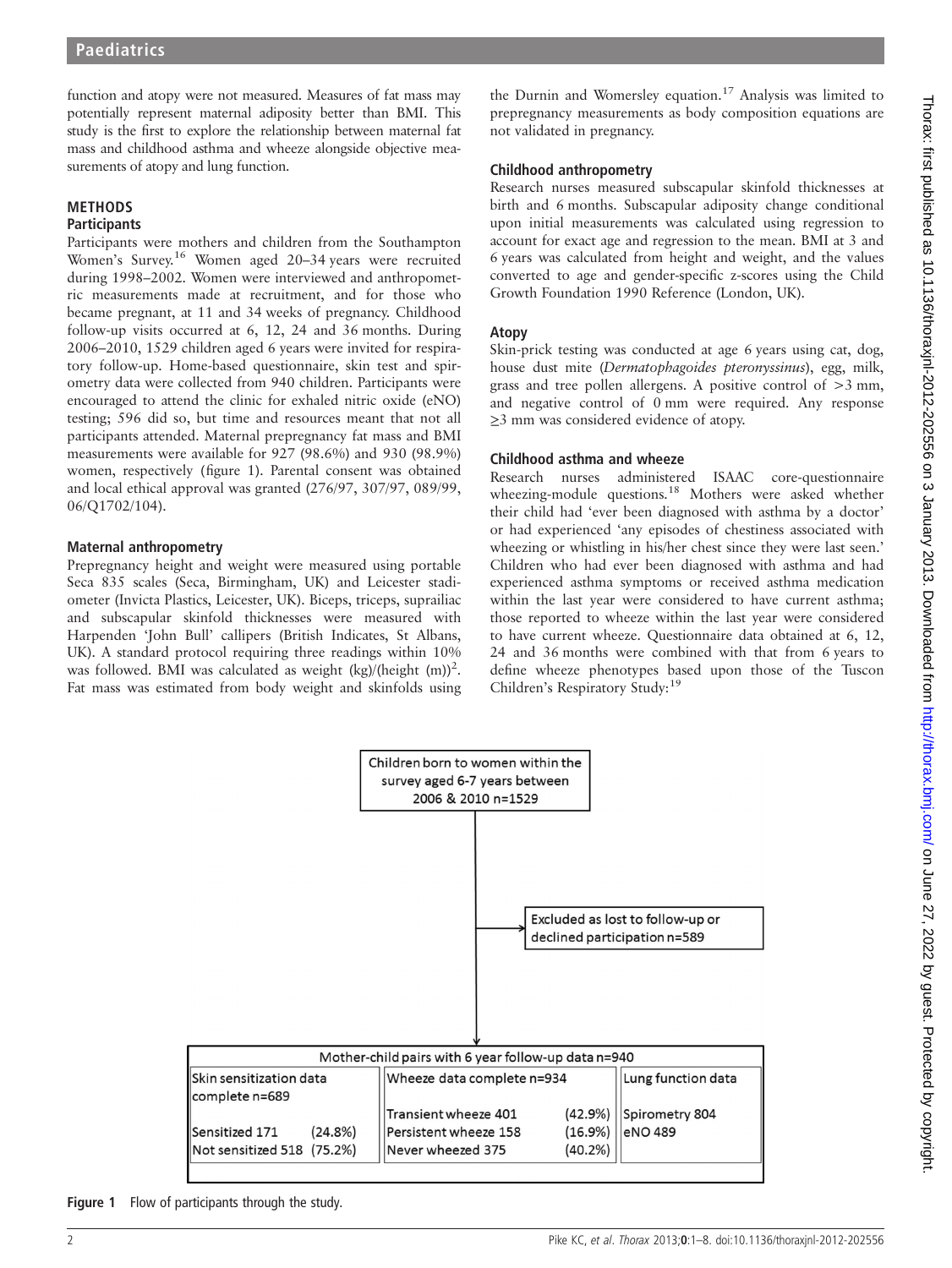function and atopy were not measured. Measures of fat mass may potentially represent maternal adiposity better than BMI. This study is the first to explore the relationship between maternal fat mass and childhood asthma and wheeze alongside objective measurements of atopy and lung function.

## METHODS

### Participants

Participants were mothers and children from the Southampton Women's Survey.[16] Women aged 20–34 years were recruited during 1998–2002. Women were interviewed and anthropometric measurements made at recruitment, and for those who became pregnant, at 11 and 34 weeks of pregnancy. Childhood follow-up visits occurred at 6, 12, 24 and 36 months. During 2006–2010, 1529 children aged 6 years were invited for respiratory follow-up. Home-based questionnaire, skin test and spirometry data were collected from 940 children. Participants were encouraged to attend the clinic for exhaled nitric oxide (eNO) testing; 596 did so, but time and resources meant that not all participants attended. Maternal prepregnancy fat mass and BMI measurements were available for 927 (98.6%) and 930 (98.9%) women, respectively (figure 1). Parental consent was obtained and local ethical approval was granted (276/97, 307/97, 089/99, 06/Q1702/104).

### Maternal anthropometry

Prepregnancy height and weight were measured using portable Seca 835 scales (Seca, Birmingham, UK) and Leicester stadiometer (Invicta Plastics, Leicester, UK). Biceps, triceps, suprailiac and subscapular skinfold thicknesses were measured with Harpenden 'John Bull' callipers (British Indicates, St Albans, UK). A standard protocol requiring three readings within 10% was followed. BMI was calculated as weight (kg)/(height (m))$^2$. Fat mass was estimated from body weight and skinfolds using the Durnin and Womersley equation.[17] Analysis was limited to prepregnancy measurements as body composition equations are not validated in pregnancy.

### Childhood anthropometry

Research nurses measured subscapular skinfold thicknesses at birth and 6 months. Subscapular adiposity change conditional upon initial measurements was calculated using regression to account for exact age and regression to the mean. BMI at 3 and 6 years was calculated from height and weight, and the values converted to age and gender-specific z-scores using the Child Growth Foundation 1990 Reference (London, UK).

### Atopy

Skin-prick testing was conducted at age 6 years using cat, dog, house dust mite (*Dermatophagoides pteronyssinus*), egg, milk, grass and tree pollen allergens. A positive control of >3 mm, and negative control of 0 mm were required. Any response ≥3 mm was considered evidence of atopy.

### Childhood asthma and wheeze

Research nurses administered ISAAC core-questionnaire wheezing-module questions.[18] Mothers were asked whether their child had 'ever been diagnosed with asthma by a doctor' or had experienced 'any episodes of chestiness associated with wheezing or whistling in his/her chest since they were last seen.' Children who had ever been diagnosed with asthma and had experienced asthma symptoms or received asthma medication within the last year were considered to have current asthma; those reported to wheeze within the last year were considered to have current wheeze. Questionnaire data obtained at 6, 12, 24 and 36 months were combined with that from 6 years to define wheeze phenotypes based upon those of the Tuscon Children's Respiratory Study:[19]

Children born to women within the survey aged 6-7 years between 2006 & 2010 n=1529

Excluded as lost to follow-up or declined participation n=589

Mother-child pairs with 6 year follow-up data n=940

| Skin sensitization data complete n=689 | Wheeze data complete n=934 | Lung function data |
|---|---|---|
| Sensitized 171 (24.8%) | Transient wheeze 401 (42.9%) | Spirometry 804 |
| Not sensitized 518 (75.2%) | Persistent wheeze 158 (16.9%) | eNO 489 |
| | Never wheezed 375 (40.2%) | |

**Figure 1** Flow of participants through the study.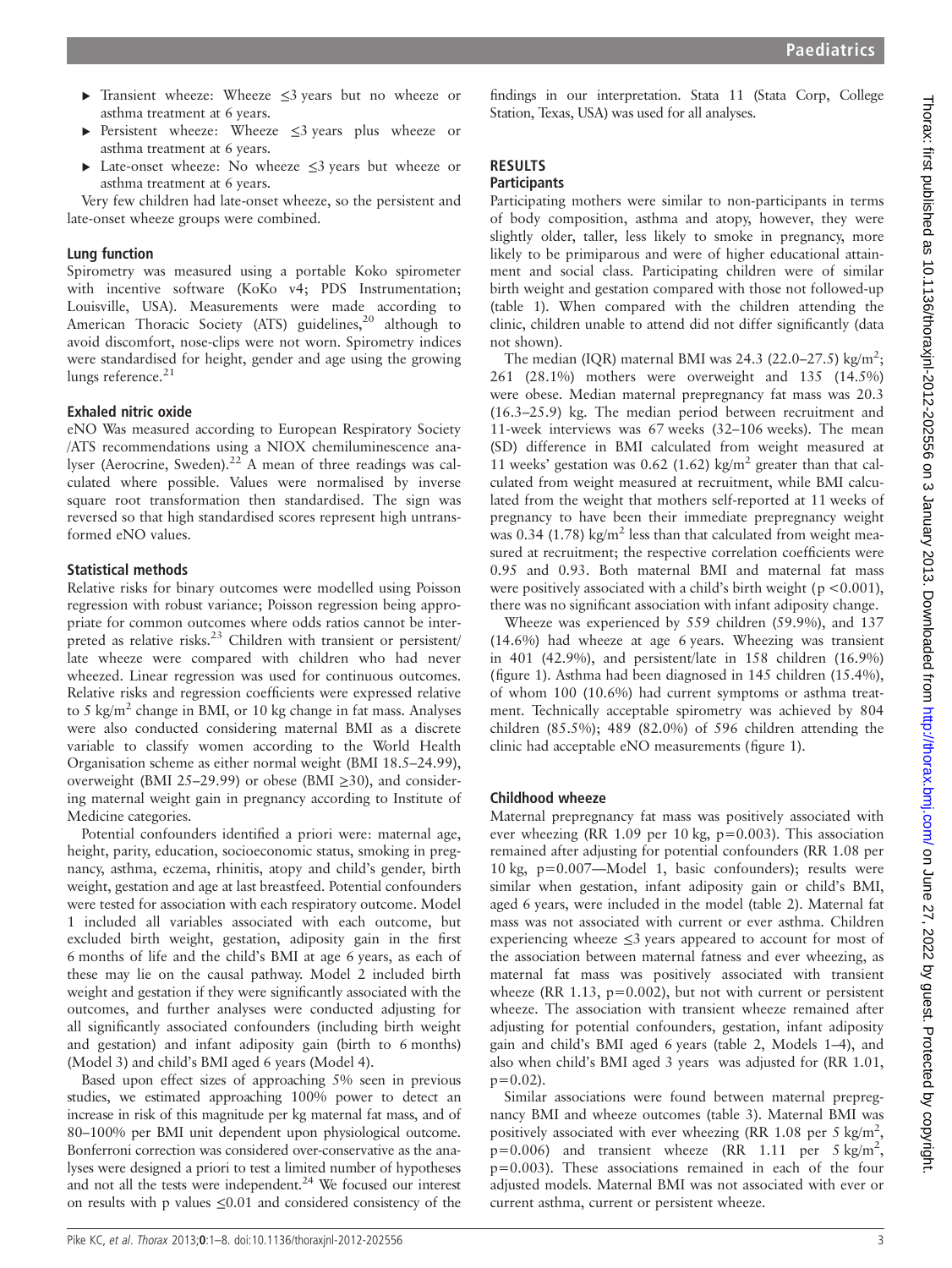- Transient wheeze: Wheeze ≤3 years but no wheeze or asthma treatment at 6 years.
- Persistent wheeze: Wheeze ≤3 years plus wheeze or asthma treatment at 6 years.
- Late-onset wheeze: No wheeze ≤3 years but wheeze or asthma treatment at 6 years.

Very few children had late-onset wheeze, so the persistent and late-onset wheeze groups were combined.

### Lung function

Spirometry was measured using a portable Koko spirometer with incentive software (KoKo v4; PDS Instrumentation; Louisville, USA). Measurements were made according to American Thoracic Society (ATS) guidelines,[20] although to avoid discomfort, nose-clips were not worn. Spirometry indices were standardised for height, gender and age using the growing lungs reference.[21]

### Exhaled nitric oxide

eNO Was measured according to European Respiratory Society /ATS recommendations using a NIOX chemiluminescence analyser (Aerocrine, Sweden).[22] A mean of three readings was calculated where possible. Values were normalised by inverse square root transformation then standardised. The sign was reversed so that high standardised scores represent high untransformed eNO values.

### Statistical methods

Relative risks for binary outcomes were modelled using Poisson regression with robust variance; Poisson regression being appropriate for common outcomes where odds ratios cannot be interpreted as relative risks.[23] Children with transient or persistent/late wheeze were compared with children who had never wheezed. Linear regression was used for continuous outcomes. Relative risks and regression coefficients were expressed relative to 5 kg/m$^2$ change in BMI, or 10 kg change in fat mass. Analyses were also conducted considering maternal BMI as a discrete variable to classify women according to the World Health Organisation scheme as either normal weight (BMI 18.5–24.99), overweight (BMI 25–29.99) or obese (BMI ≥30), and considering maternal weight gain in pregnancy according to Institute of Medicine categories.

Potential confounders identified a priori were: maternal age, height, parity, education, socioeconomic status, smoking in pregnancy, asthma, eczema, rhinitis, atopy and child's gender, birth weight, gestation and age at last breastfeed. Potential confounders were tested for association with each respiratory outcome. Model 1 included all variables associated with each outcome, but excluded birth weight, gestation, adiposity gain in the first 6 months of life and the child's BMI at age 6 years, as each of these may lie on the causal pathway. Model 2 included birth weight and gestation if they were significantly associated with the outcomes, and further analyses were conducted adjusting for all significantly associated confounders (including birth weight and gestation) and infant adiposity gain (birth to 6 months) (Model 3) and child's BMI aged 6 years (Model 4).

Based upon effect sizes of approaching 5% seen in previous studies, we estimated approaching 100% power to detect an increase in risk of this magnitude per kg maternal fat mass, and of 80–100% per BMI unit dependent upon physiological outcome. Bonferroni correction was considered over-conservative as the analyses were designed a priori to test a limited number of hypotheses and not all the tests were independent.[24] We focused our interest on results with p values ≤0.01 and considered consistency of the findings in our interpretation. Stata 11 (Stata Corp, College Station, Texas, USA) was used for all analyses.

## RESULTS

### Participants

Participating mothers were similar to non-participants in terms of body composition, asthma and atopy, however, they were slightly older, taller, less likely to smoke in pregnancy, more likely to be primiparous and were of higher educational attainment and social class. Participating children were of similar birth weight and gestation compared with those not followed-up (table 1). When compared with the children attending the clinic, children unable to attend did not differ significantly (data not shown).

The median (IQR) maternal BMI was 24.3 (22.0–27.5) kg/m$^2$; 261 (28.1%) mothers were overweight and 135 (14.5%) were obese. Median maternal prepregnancy fat mass was 20.3 (16.3–25.9) kg. The median period between recruitment and 11-week interviews was 67 weeks (32–106 weeks). The mean (SD) difference in BMI calculated from weight measured at 11 weeks' gestation was 0.62 (1.62) kg/m$^2$ greater than that calculated from weight measured at recruitment, while BMI calculated from the weight that mothers self-reported at 11 weeks of pregnancy to have been their immediate prepregnancy weight was 0.34 (1.78) kg/m$^2$ less than that calculated from weight measured at recruitment; the respective correlation coefficients were 0.95 and 0.93. Both maternal BMI and maternal fat mass were positively associated with a child's birth weight ($p<0.001$), there was no significant association with infant adiposity change.

Wheeze was experienced by 559 children (59.9%), and 137 (14.6%) had wheeze at age 6 years. Wheezing was transient in 401 (42.9%), and persistent/late in 158 children (16.9%) (figure 1). Asthma had been diagnosed in 145 children (15.4%), of whom 100 (10.6%) had current symptoms or asthma treatment. Technically acceptable spirometry was achieved by 804 children (85.5%); 489 (82.0%) of 596 children attending the clinic had acceptable eNO measurements (figure 1).

### Childhood wheeze

Maternal prepregnancy fat mass was positively associated with ever wheezing (RR 1.09 per 10 kg, $p=0.003$). This association remained after adjusting for potential confounders (RR 1.08 per 10 kg, $p=0.007$—Model 1, basic confounders); results were similar when gestation, infant adiposity gain or child's BMI, aged 6 years, were included in the model (table 2). Maternal fat mass was not associated with current or ever asthma. Children experiencing wheeze ≤3 years appeared to account for most of the association between maternal fatness and ever wheezing, as maternal fat mass was positively associated with transient wheeze (RR 1.13, $p=0.002$), but not with current or persistent wheeze. The association with transient wheeze remained after adjusting for potential confounders, gestation, infant adiposity gain and child's BMI aged 6 years (table 2, Models 1–4), and also when child's BMI aged 3 years was adjusted for (RR 1.01, $p=0.02$).

Similar associations were found between maternal prepregnancy BMI and wheeze outcomes (table 3). Maternal BMI was positively associated with ever wheezing (RR 1.08 per 5 kg/m$^2$, $p=0.006$) and transient wheeze (RR 1.11 per 5 kg/m$^2$, $p=0.003$). These associations remained in each of the four adjusted models. Maternal BMI was not associated with ever or current asthma, current or persistent wheeze.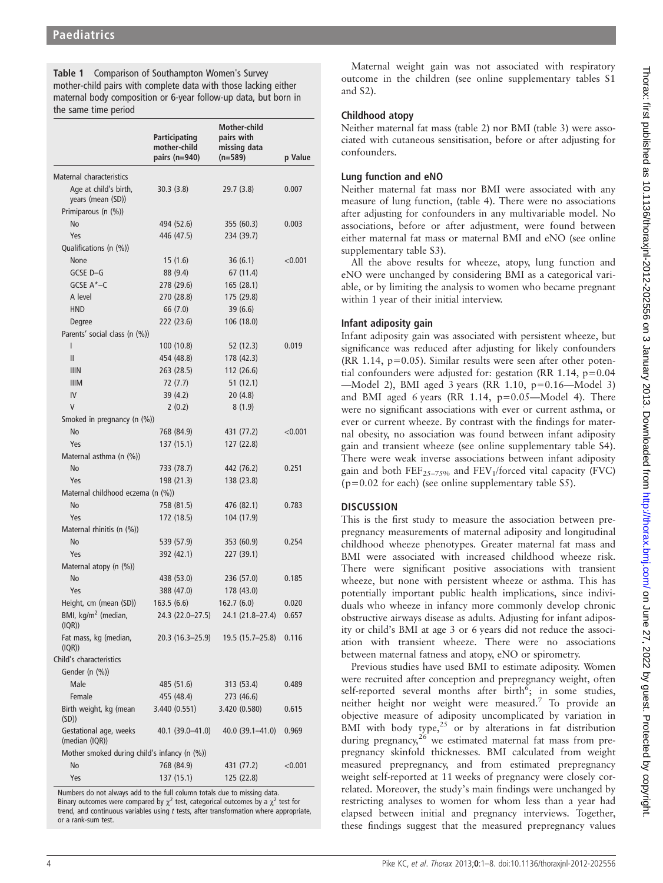**Table 1** Comparison of Southampton Women's Survey mother-child pairs with complete data with those lacking either maternal body composition or 6-year follow-up data, but born in the same time period

| | Participating mother-child pairs (n=940) | Mother-child pairs with missing data (n=589) | p Value |
|---|---|---|---|
| Maternal characteristics | | | |
| Age at child's birth, years (mean (SD)) | 30.3 (3.8) | 29.7 (3.8) | 0.007 |
| Primiparous (n (%)) | | | |
| No | 494 (52.6) | 355 (60.3) | 0.003 |
| Yes | 446 (47.5) | 234 (39.7) | |
| Qualifications (n (%)) | | | |
| None | 15 (1.6) | 36 (6.1) | <0.001 |
| GCSE D–G | 88 (9.4) | 67 (11.4) | |
| GCSE A*–C | 278 (29.6) | 165 (28.1) | |
| A level | 270 (28.8) | 175 (29.8) | |
| HND | 66 (7.0) | 39 (6.6) | |
| Degree | 222 (23.6) | 106 (18.0) | |
| Parents' social class (n (%)) | | | |
| I | 100 (10.8) | 52 (12.3) | 0.019 |
| II | 454 (48.8) | 178 (42.3) | |
| IIIN | 263 (28.5) | 112 (26.6) | |
| IIIM | 72 (7.7) | 51 (12.1) | |
| IV | 39 (4.2) | 20 (4.8) | |
| V | 2 (0.2) | 8 (1.9) | |
| Smoked in pregnancy (n (%)) | | | |
| No | 768 (84.9) | 431 (77.2) | <0.001 |
| Yes | 137 (15.1) | 127 (22.8) | |
| Maternal asthma (n (%)) | | | |
| No | 733 (78.7) | 442 (76.2) | 0.251 |
| Yes | 198 (21.3) | 138 (23.8) | |
| Maternal childhood eczema (n (%)) | | | |
| No | 758 (81.5) | 476 (82.1) | 0.783 |
| Yes | 172 (18.5) | 104 (17.9) | |
| Maternal rhinitis (n (%)) | | | |
| No | 539 (57.9) | 353 (60.9) | 0.254 |
| Yes | 392 (42.1) | 227 (39.1) | |
| Maternal atopy (n (%)) | | | |
| No | 438 (53.0) | 236 (57.0) | 0.185 |
| Yes | 388 (47.0) | 178 (43.0) | |
| Height, cm (mean (SD)) | 163.5 (6.6) | 162.7 (6.0) | 0.020 |
| BMI, kg/m$^2$ (median, (IQR)) | 24.3 (22.0–27.5) | 24.1 (21.8–27.4) | 0.657 |
| Fat mass, kg (median, (IQR)) | 20.3 (16.3–25.9) | 19.5 (15.7–25.8) | 0.116 |
| Child's characteristics | | | |
| Gender (n (%)) | | | |
| Male | 485 (51.6) | 313 (53.4) | 0.489 |
| Female | 455 (48.4) | 273 (46.6) | |
| Birth weight, kg (mean (SD)) | 3.440 (0.551) | 3.420 (0.580) | 0.615 |
| Gestational age, weeks (median (IQR)) | 40.1 (39.0–41.0) | 40.0 (39.1–41.0) | 0.969 |
| Mother smoked during child's infancy (n (%)) | | | |
| No | 768 (84.9) | 431 (77.2) | <0.001 |
| Yes | 137 (15.1) | 125 (22.8) | |

Numbers do not always add to the full column totals due to missing data.
Binary outcomes were compared by $\chi^2$ test, categorical outcomes by a $\chi^2$ test for trend, and continuous variables using t tests, after transformation where appropriate, or a rank-sum test.

Maternal weight gain was not associated with respiratory outcome in the children (see online supplementary tables S1 and S2).

### Childhood atopy

Neither maternal fat mass (table 2) nor BMI (table 3) were associated with cutaneous sensitisation, before or after adjusting for confounders.

### Lung function and eNO

Neither maternal fat mass nor BMI were associated with any measure of lung function, (table 4). There were no associations after adjusting for confounders in any multivariable model. No associations, before or after adjustment, were found between either maternal fat mass or maternal BMI and eNO (see online supplementary table S3).

All the above results for wheeze, atopy, lung function and eNO were unchanged by considering BMI as a categorical variable, or by limiting the analysis to women who became pregnant within 1 year of their initial interview.

### Infant adiposity gain

Infant adiposity gain was associated with persistent wheeze, but significance was reduced after adjusting for likely confounders (RR 1.14, p=0.05). Similar results were seen after other potential confounders were adjusted for: gestation (RR 1.14, p=0.04—Model 2), BMI aged 3 years (RR 1.10, p=0.16—Model 3) and BMI aged 6 years (RR 1.14, p=0.05—Model 4). There were no significant associations with ever or current asthma, or ever or current wheeze. By contrast with the findings for maternal obesity, no association was found between infant adiposity gain and transient wheeze (see online supplementary table S4). There were weak inverse associations between infant adiposity gain and both $FEF_{25-75\%}$ and $FEV_1$/forced vital capacity (FVC) (p=0.02 for each) (see online supplementary table S5).

## DISCUSSION

This is the first study to measure the association between prepregnancy measurements of maternal adiposity and longitudinal childhood wheeze phenotypes. Greater maternal fat mass and BMI were associated with increased childhood wheeze risk. There were significant positive associations with transient wheeze, but none with persistent wheeze or asthma. This has potentially important public health implications, since individuals who wheeze in infancy more commonly develop chronic obstructive airways disease as adults. Adjusting for infant adiposity or child's BMI at age 3 or 6 years did not reduce the association with transient wheeze. There were no associations between maternal fatness and atopy, eNO or spirometry.

Previous studies have used BMI to estimate adiposity. Women were recruited after conception and prepregnancy weight, often self-reported several months after birth[6]; in some studies, neither height nor weight were measured.[7] To provide an objective measure of adiposity uncomplicated by variation in BMI with body type,[25] or by alterations in fat distribution during pregnancy,[26] we estimated maternal fat mass from prepregnancy skinfold thicknesses. BMI calculated from weight measured prepregnancy, and from estimated prepregnancy weight self-reported at 11 weeks of pregnancy were closely correlated. Moreover, the study's main findings were unchanged by restricting analyses to women for whom less than a year had elapsed between initial and pregnancy interviews. Together, these findings suggest that the measured prepregnancy values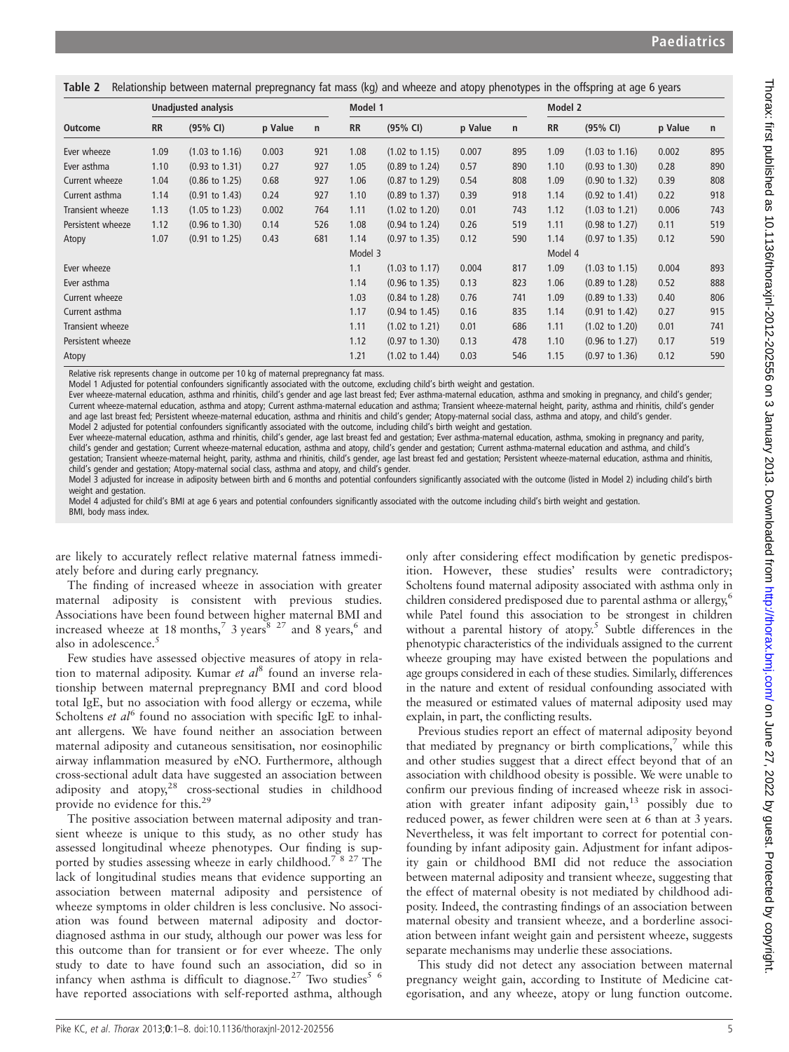**Table 2** Relationship between maternal prepregnancy fat mass (kg) and wheeze and atopy phenotypes in the offspring at age 6 years

| Outcome | Unadjusted analysis | | | | Model 1 | | | | Model 2 | | | |
|---|---|---|---|---|---|---|---|---|---|---|---|---|
| | RR | (95% CI) | p Value | n | RR | (95% CI) | p Value | n | RR | (95% CI) | p Value | n |
| Ever wheeze | 1.09 | (1.03 to 1.16) | 0.003 | 921 | 1.08 | (1.02 to 1.15) | 0.007 | 895 | 1.09 | (1.03 to 1.16) | 0.002 | 895 |
| Ever asthma | 1.10 | (0.93 to 1.31) | 0.27 | 927 | 1.05 | (0.89 to 1.24) | 0.57 | 890 | 1.10 | (0.93 to 1.30) | 0.28 | 890 |
| Current wheeze | 1.04 | (0.86 to 1.25) | 0.68 | 927 | 1.06 | (0.87 to 1.29) | 0.54 | 808 | 1.09 | (0.90 to 1.32) | 0.39 | 808 |
| Current asthma | 1.14 | (0.91 to 1.43) | 0.24 | 927 | 1.10 | (0.89 to 1.37) | 0.39 | 918 | 1.14 | (0.92 to 1.41) | 0.22 | 918 |
| Transient wheeze | 1.13 | (1.05 to 1.23) | 0.002 | 764 | 1.11 | (1.02 to 1.20) | 0.01 | 743 | 1.12 | (1.03 to 1.21) | 0.006 | 743 |
| Persistent wheeze | 1.12 | (0.96 to 1.30) | 0.14 | 526 | 1.08 | (0.94 to 1.24) | 0.26 | 519 | 1.11 | (0.98 to 1.27) | 0.11 | 519 |
| Atopy | 1.07 | (0.91 to 1.25) | 0.43 | 681 | 1.14 | (0.97 to 1.35) | 0.12 | 590 | 1.14 | (0.97 to 1.35) | 0.12 | 590 |
| | | | | | Model 3 | | | | Model 4 | | | |
| Ever wheeze | | | | | 1.1 | (1.03 to 1.17) | 0.004 | 817 | 1.09 | (1.03 to 1.15) | 0.004 | 893 |
| Ever asthma | | | | | 1.14 | (0.96 to 1.35) | 0.13 | 823 | 1.06 | (0.89 to 1.28) | 0.52 | 888 |
| Current wheeze | | | | | 1.03 | (0.84 to 1.28) | 0.76 | 741 | 1.09 | (0.89 to 1.33) | 0.40 | 806 |
| Current asthma | | | | | 1.17 | (0.94 to 1.45) | 0.16 | 835 | 1.14 | (0.91 to 1.42) | 0.27 | 915 |
| Transient wheeze | | | | | 1.11 | (1.02 to 1.21) | 0.01 | 686 | 1.11 | (1.02 to 1.20) | 0.01 | 741 |
| Persistent wheeze | | | | | 1.12 | (0.97 to 1.30) | 0.13 | 478 | 1.10 | (0.96 to 1.27) | 0.17 | 519 |
| Atopy | | | | | 1.21 | (1.02 to 1.44) | 0.03 | 546 | 1.15 | (0.97 to 1.36) | 0.12 | 590 |

Relative risk represents change in outcome per 10 kg of maternal prepregnancy fat mass.
Model 1 Adjusted for potential confounders significantly associated with the outcome, excluding child's birth weight and gestation.
Ever wheeze-maternal education, asthma and rhinitis, child's gender and age last breast fed; Ever asthma-maternal education, asthma and smoking in pregnancy, and child's gender; Current wheeze-maternal education, asthma and atopy; Current asthma-maternal education and asthma; Transient wheeze-maternal height, parity, asthma and rhinitis, child's gender and age last breast fed; Persistent wheeze-maternal education, asthma and rhinitis and child's gender; Atopy-maternal social class, asthma and atopy, and child's gender.
Model 2 adjusted for potential confounders significantly associated with the outcome, including child's birth weight and gestation.
Ever wheeze-maternal education, asthma and rhinitis, child's gender, age last breast fed and gestation; Ever asthma-maternal education, asthma, smoking in pregnancy and parity, child's gender and gestation; Current wheeze-maternal education, asthma and atopy, child's gender and gestation; Current asthma-maternal education and asthma, and child's gestation; Transient wheeze-maternal height, parity, asthma and rhinitis, child's gender, age last breast fed and gestation; Persistent wheeze-maternal education, asthma and rhinitis, child's gender and gestation; Atopy-maternal social class, asthma and atopy, and child's gender.
Model 3 adjusted for increase in adiposity between birth and 6 months and potential confounders significantly associated with the outcome (listed in Model 2) including child's birth weight and gestation.
Model 4 adjusted for child's BMI at age 6 years and potential confounders significantly associated with the outcome including child's birth weight and gestation.
BMI, body mass index.

are likely to accurately reflect relative maternal fatness immediately before and during early pregnancy.

The finding of increased wheeze in association with greater maternal adiposity is consistent with previous studies. Associations have been found between higher maternal BMI and increased wheeze at 18 months,[7] 3 years[8 27] and 8 years,[6] and also in adolescence.[5]

Few studies have assessed objective measures of atopy in relation to maternal adiposity. Kumar *et al*[8] found an inverse relationship between maternal prepregnancy BMI and cord blood total IgE, but no association with food allergy or eczema, while Scholtens *et al*[6] found no association with specific IgE to inhalant allergens. We have found neither an association between maternal adiposity and cutaneous sensitisation, nor eosinophilic airway inflammation measured by eNO. Furthermore, although cross-sectional adult data have suggested an association between adiposity and atopy,[28] cross-sectional studies in childhood provide no evidence for this.[29]

The positive association between maternal adiposity and transient wheeze is unique to this study, as no other study has assessed longitudinal wheeze phenotypes. Our finding is supported by studies assessing wheeze in early childhood.[7 8 27] The lack of longitudinal studies means that evidence supporting an association between maternal adiposity and persistence of wheeze symptoms in older children is less conclusive. No association was found between maternal adiposity and doctor-diagnosed asthma in our study, although our power was less for this outcome than for transient or for ever wheeze. The only study to date to have found such an association, did so in infancy when asthma is difficult to diagnose.[27] Two studies[5 6] have reported associations with self-reported asthma, although only after considering effect modification by genetic predisposition. However, these studies' results were contradictory; Scholtens found maternal adiposity associated with asthma only in children considered predisposed due to parental asthma or allergy,[6] while Patel found this association to be strongest in children without a parental history of atopy.[5] Subtle differences in the phenotypic characteristics of the individuals assigned to the current wheeze grouping may have existed between the populations and age groups considered in each of these studies. Similarly, differences in the nature and extent of residual confounding associated with the measured or estimated values of maternal adiposity used may explain, in part, the conflicting results.

Previous studies report an effect of maternal adiposity beyond that mediated by pregnancy or birth complications,[7] while this and other studies suggest that a direct effect beyond that of an association with childhood obesity is possible. We were unable to confirm our previous finding of increased wheeze risk in association with greater infant adiposity gain,[13] possibly due to reduced power, as fewer children were seen at 6 than at 3 years. Nevertheless, it was felt important to correct for potential confounding by infant adiposity gain. Adjustment for infant adiposity gain or childhood BMI did not reduce the association between maternal adiposity and transient wheeze, suggesting that the effect of maternal obesity is not mediated by childhood adiposity. Indeed, the contrasting findings of an association between maternal obesity and transient wheeze, and a borderline association between infant weight gain and persistent wheeze, suggests separate mechanisms may underlie these associations.

This study did not detect any association between maternal pregnancy weight gain, according to Institute of Medicine categorisation, and any wheeze, atopy or lung function outcome.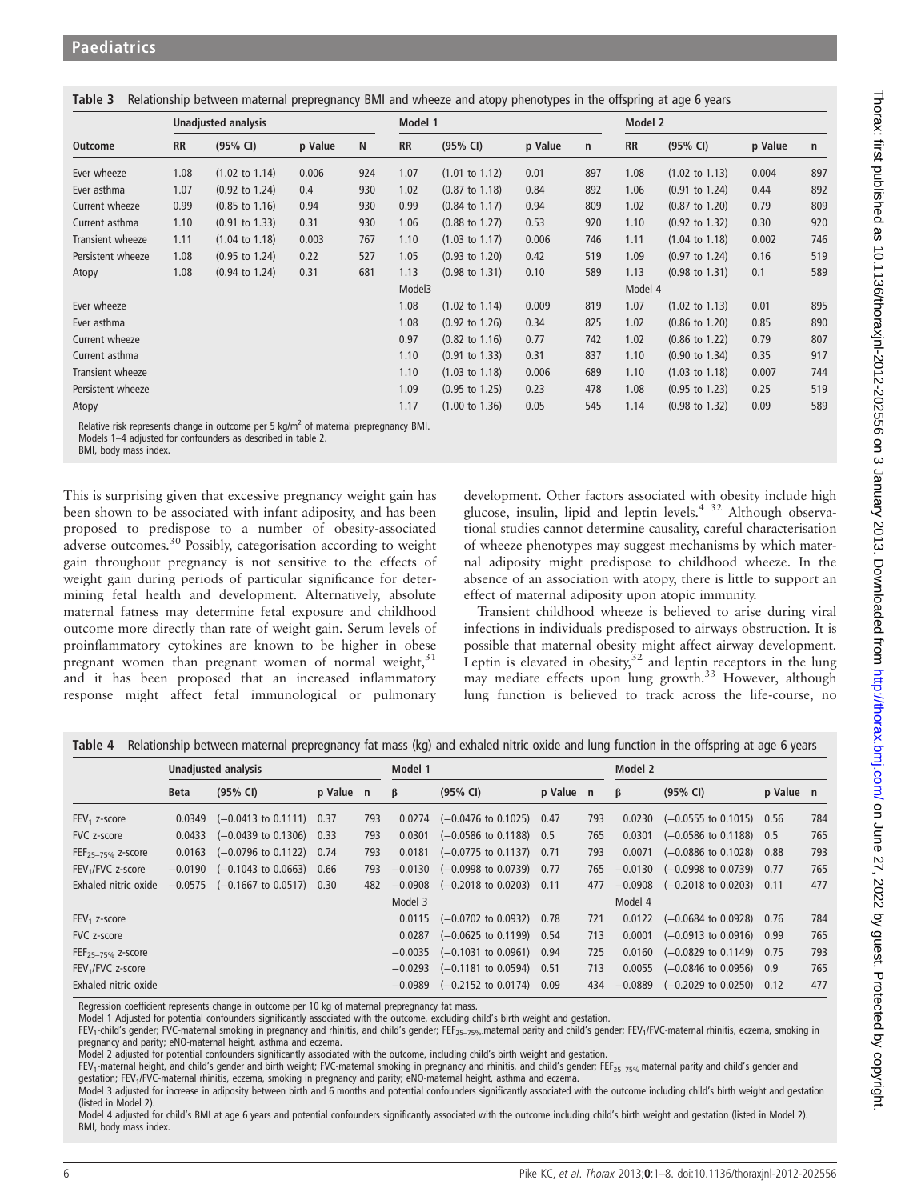**Table 3** Relationship between maternal prepregnancy BMI and wheeze and atopy phenotypes in the offspring at age 6 years

| Outcome | Unadjusted analysis | | | | Model 1 | | | | Model 2 | | | |
|---|---|---|---|---|---|---|---|---|---|---|---|---|
| | RR | (95% CI) | p Value | N | RR | (95% CI) | p Value | n | RR | (95% CI) | p Value | n |
| Ever wheeze | 1.08 | (1.02 to 1.14) | 0.006 | 924 | 1.07 | (1.01 to 1.12) | 0.01 | 897 | 1.08 | (1.02 to 1.13) | 0.004 | 897 |
| Ever asthma | 1.07 | (0.92 to 1.24) | 0.4 | 930 | 1.02 | (0.87 to 1.18) | 0.84 | 892 | 1.06 | (0.91 to 1.24) | 0.44 | 892 |
| Current wheeze | 0.99 | (0.85 to 1.16) | 0.94 | 930 | 0.99 | (0.84 to 1.17) | 0.94 | 809 | 1.02 | (0.87 to 1.20) | 0.79 | 809 |
| Current asthma | 1.10 | (0.91 to 1.33) | 0.31 | 930 | 1.06 | (0.88 to 1.27) | 0.53 | 920 | 1.10 | (0.92 to 1.32) | 0.30 | 920 |
| Transient wheeze | 1.11 | (1.04 to 1.18) | 0.003 | 767 | 1.10 | (1.03 to 1.17) | 0.006 | 746 | 1.11 | (1.04 to 1.18) | 0.002 | 746 |
| Persistent wheeze | 1.08 | (0.95 to 1.24) | 0.22 | 527 | 1.05 | (0.93 to 1.20) | 0.42 | 519 | 1.09 | (0.97 to 1.24) | 0.16 | 519 |
| Atopy | 1.08 | (0.94 to 1.24) | 0.31 | 681 | 1.13 | (0.98 to 1.31) | 0.10 | 589 | 1.13 | (0.98 to 1.31) | 0.1 | 589 |
| | | | | | Model3 | | | | Model 4 | | | |
| Ever wheeze | | | | | 1.08 | (1.02 to 1.14) | 0.009 | 819 | 1.07 | (1.02 to 1.13) | 0.01 | 895 |
| Ever asthma | | | | | 1.08 | (0.92 to 1.26) | 0.34 | 825 | 1.02 | (0.86 to 1.20) | 0.85 | 890 |
| Current wheeze | | | | | 0.97 | (0.82 to 1.16) | 0.77 | 742 | 1.02 | (0.86 to 1.22) | 0.79 | 807 |
| Current asthma | | | | | 1.10 | (0.91 to 1.33) | 0.31 | 837 | 1.10 | (0.90 to 1.34) | 0.35 | 917 |
| Transient wheeze | | | | | 1.10 | (1.03 to 1.18) | 0.006 | 689 | 1.10 | (1.03 to 1.18) | 0.007 | 744 |
| Persistent wheeze | | | | | 1.09 | (0.95 to 1.25) | 0.23 | 478 | 1.08 | (0.95 to 1.23) | 0.25 | 519 |
| Atopy | | | | | 1.17 | (1.00 to 1.36) | 0.05 | 545 | 1.14 | (0.98 to 1.32) | 0.09 | 589 |

Relative risk represents change in outcome per 5 kg/m$^2$ of maternal prepregnancy BMI.
Models 1–4 adjusted for confounders as described in table 2.
BMI, body mass index.

This is surprising given that excessive pregnancy weight gain has been shown to be associated with infant adiposity, and has been proposed to predispose to a number of obesity-associated adverse outcomes.[30] Possibly, categorisation according to weight gain throughout pregnancy is not sensitive to the effects of weight gain during periods of particular significance for determining fetal health and development. Alternatively, absolute maternal fatness may determine fetal exposure and childhood outcome more directly than rate of weight gain. Serum levels of proinflammatory cytokines are known to be higher in obese pregnant women than pregnant women of normal weight,[31] and it has been proposed that an increased inflammatory response might affect fetal immunological or pulmonary development. Other factors associated with obesity include high glucose, insulin, lipid and leptin levels.[4 32] Although observational studies cannot determine causality, careful characterisation of wheeze phenotypes may suggest mechanisms by which maternal adiposity might predispose to childhood wheeze. In the absence of an association with atopy, there is little to support an effect of maternal adiposity upon atopic immunity.

Transient childhood wheeze is believed to arise during viral infections in individuals predisposed to airways obstruction. It is possible that maternal obesity might affect airway development. Leptin is elevated in obesity,[32] and leptin receptors in the lung may mediate effects upon lung growth.[33] However, although lung function is believed to track across the life-course, no

**Table 4** Relationship between maternal prepregnancy fat mass (kg) and exhaled nitric oxide and lung function in the offspring at age 6 years

| | Unadjusted analysis | | | | Model 1 | | | | Model 2 | | | |
|---|---|---|---|---|---|---|---|---|---|---|---|---|
| | Beta | (95% CI) | p Value | n | β | (95% CI) | p Value | n | β | (95% CI) | p Value | n |
| $FEV_1$ z-score | 0.0349 | (−0.0413 to 0.1111) | 0.37 | 793 | 0.0274 | (−0.0476 to 0.1025) | 0.47 | 793 | 0.0230 | (−0.0555 to 0.1015) | 0.56 | 784 |
| FVC z-score | 0.0433 | (−0.0439 to 0.1306) | 0.33 | 793 | 0.0301 | (−0.0586 to 0.1188) | 0.5 | 765 | 0.0301 | (−0.0586 to 0.1188) | 0.5 | 765 |
| $FEF_{25–75\%}$ z-score | 0.0163 | (−0.0796 to 0.1122) | 0.74 | 793 | 0.0181 | (−0.0775 to 0.1137) | 0.71 | 793 | 0.0071 | (−0.0886 to 0.1028) | 0.88 | 793 |
| $FEV_1$/FVC z-score | −0.0190 | (−0.1043 to 0.0663) | 0.66 | 793 | −0.0130 | (−0.0998 to 0.0739) | 0.77 | 765 | −0.0130 | (−0.0998 to 0.0739) | 0.77 | 765 |
| Exhaled nitric oxide | −0.0575 | (−0.1667 to 0.0517) | 0.30 | 482 | −0.0908 | (−0.2018 to 0.0203) | 0.11 | 477 | −0.0908 | (−0.2018 to 0.0203) | 0.11 | 477 |
| | | | | | Model 3 | | | | Model 4 | | | |
| $FEV_1$ z-score | | | | | 0.0115 | (−0.0702 to 0.0932) | 0.78 | 721 | 0.0122 | (−0.0684 to 0.0928) | 0.76 | 784 |
| FVC z-score | | | | | 0.0287 | (−0.0625 to 0.1199) | 0.54 | 713 | 0.0001 | (−0.0913 to 0.0916) | 0.99 | 765 |
| $FEF_{25–75\%}$ z-score | | | | | −0.0035 | (−0.1031 to 0.0961) | 0.94 | 725 | 0.0160 | (−0.0829 to 0.1149) | 0.75 | 793 |
| $FEV_1$/FVC z-score | | | | | −0.0293 | (−0.1181 to 0.0594) | 0.51 | 713 | 0.0055 | (−0.0846 to 0.0956) | 0.9 | 765 |
| Exhaled nitric oxide | | | | | −0.0989 | (−0.2152 to 0.0174) | 0.09 | 434 | −0.0889 | (−0.2029 to 0.0250) | 0.12 | 477 |

Regression coefficient represents change in outcome per 10 kg of maternal prepregnancy fat mass.
Model 1 Adjusted for potential confounders significantly associated with the outcome, excluding child's birth weight and gestation.
$FEV_1$-child's gender; FVC-maternal smoking in pregnancy and rhinitis, and child's gender; $FEF_{25–75\%}$-maternal parity and child's gender; $FEV_1$/FVC-maternal rhinitis, eczema, smoking in pregnancy and parity; eNO-maternal height, asthma and eczema.
Model 2 adjusted for potential confounders significantly associated with the outcome, including child's birth weight and gestation.
$FEV_1$-maternal height, and child's gender and birth weight; FVC-maternal smoking in pregnancy and rhinitis, and child's gender; $FEF_{25–75\%}$-maternal parity and child's gender and gestation; $FEV_1$/FVC-maternal rhinitis, eczema, smoking in pregnancy and parity; eNO-maternal height, asthma and eczema.
Model 3 adjusted for increase in adiposity between birth and 6 months and potential confounders significantly associated with the outcome including child's birth weight and gestation (listed in Model 2).
Model 4 adjusted for child's BMI at age 6 years and potential confounders significantly associated with the outcome including child's birth weight and gestation (listed in Model 2).
BMI, body mass index.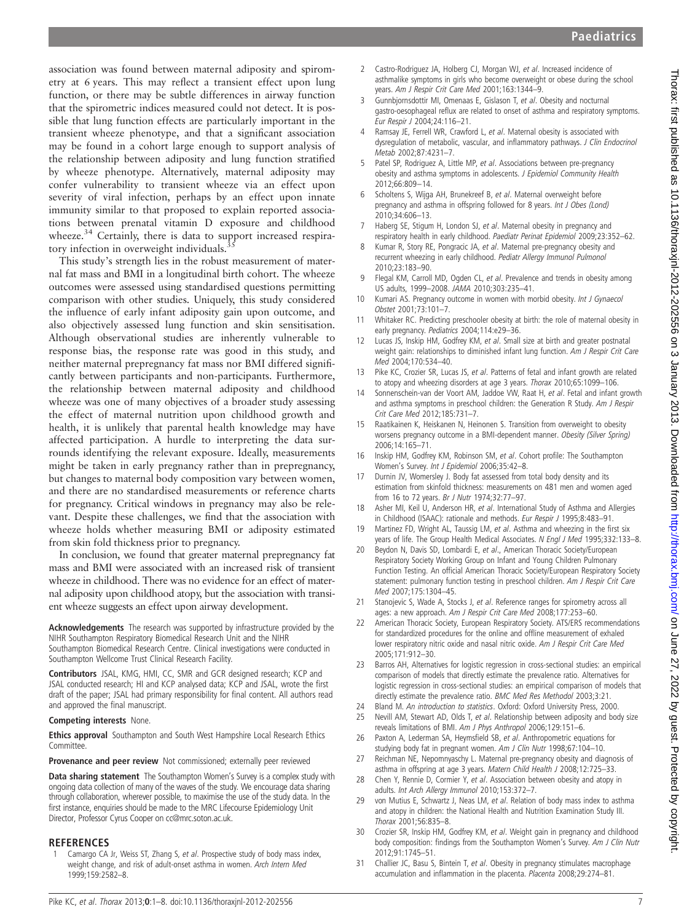association was found between maternal adiposity and spirometry at 6 years. This may reflect a transient effect upon lung function, or there may be subtle differences in airway function that the spirometric indices measured could not detect. It is possible that lung function effects are particularly important in the transient wheeze phenotype, and that a significant association may be found in a cohort large enough to support analysis of the relationship between adiposity and lung function stratified by wheeze phenotype. Alternatively, maternal adiposity may confer vulnerability to transient wheeze via an effect upon severity of viral infection, perhaps by an effect upon innate immunity similar to that proposed to explain reported associations between prenatal vitamin D exposure and childhood wheeze.[34] Certainly, there is data to support increased respiratory infection in overweight individuals.[35]

This study's strength lies in the robust measurement of maternal fat mass and BMI in a longitudinal birth cohort. The wheeze outcomes were assessed using standardised questions permitting comparison with other studies. Uniquely, this study considered the influence of early infant adiposity gain upon outcome, and also objectively assessed lung function and skin sensitisation. Although observational studies are inherently vulnerable to response bias, the response rate was good in this study, and neither maternal prepregnancy fat mass nor BMI differed significantly between participants and non-participants. Furthermore, the relationship between maternal adiposity and childhood wheeze was one of many objectives of a broader study assessing the effect of maternal nutrition upon childhood growth and health, it is unlikely that parental health knowledge may have affected participation. A hurdle to interpreting the data surrounds identifying the relevant exposure. Ideally, measurements might be taken in early pregnancy rather than in prepregnancy, but changes to maternal body composition vary between women, and there are no standardised measurements or reference charts for pregnancy. Critical windows in pregnancy may also be relevant. Despite these challenges, we find that the association with wheeze holds whether measuring BMI or adiposity estimated from skin fold thickness prior to pregnancy.

In conclusion, we found that greater maternal prepregnancy fat mass and BMI were associated with an increased risk of transient wheeze in childhood. There was no evidence for an effect of maternal adiposity upon childhood atopy, but the association with transient wheeze suggests an effect upon airway development.

**Acknowledgements** The research was supported by infrastructure provided by the NIHR Southampton Respiratory Biomedical Research Unit and the NIHR Southampton Biomedical Research Centre. Clinical investigations were conducted in Southampton Wellcome Trust Clinical Research Facility.

**Contributors** JSAL, KMG, HMI, CC, SMR and GCR designed research; KCP and JSAL conducted research; HI and KCP analysed data; KCP and JSAL, wrote the first draft of the paper; JSAL had primary responsibility for final content. All authors read and approved the final manuscript.

**Competing interests** None.

**Ethics approval** Southampton and South West Hampshire Local Research Ethics Committee.

**Provenance and peer review** Not commissioned; externally peer reviewed

**Data sharing statement** The Southampton Women's Survey is a complex study with ongoing data collection of many of the waves of the study. We encourage data sharing through collaboration, wherever possible, to maximise the use of the study data. In the first instance, enquiries should be made to the MRC Lifecourse Epidemiology Unit Director, Professor Cyrus Cooper on cc@mrc.soton.ac.uk.

## REFERENCES

1. Camargo CA Jr, Weiss ST, Zhang S, *et al*. Prospective study of body mass index, weight change, and risk of adult-onset asthma in women. *Arch Intern Med* 1999;159:2582–8.
2. Castro-Rodriguez JA, Holberg CJ, Morgan WJ, *et al*. Increased incidence of asthmalike symptoms in girls who become overweight or obese during the school years. *Am J Respir Crit Care Med* 2001;163:1344–9.
3. Gunnbjornsdottir MI, Omenaas E, Gislason T, *et al*. Obesity and nocturnal gastro-oesophageal reflux are related to onset of asthma and respiratory symptoms. *Eur Respir J* 2004;24:116–21.
4. Ramsay JE, Ferrell WR, Crawford L, *et al*. Maternal obesity is associated with dysregulation of metabolic, vascular, and inflammatory pathways. *J Clin Endocrinol Metab* 2002;87:4231–7.
5. Patel SP, Rodriguez A, Little MP, *et al*. Associations between pre-pregnancy obesity and asthma symptoms in adolescents. *J Epidemiol Community Health* 2012;66:809–14.
6. Scholtens S, Wijga AH, Brunekreef B, *et al*. Maternal overweight before pregnancy and asthma in offspring followed for 8 years. *Int J Obes (Lond)* 2010;34:606–13.
7. Haberg SE, Stigum H, London SJ, *et al*. Maternal obesity in pregnancy and respiratory health in early childhood. *Paediatr Perinat Epidemiol* 2009;23:352–62.
8. Kumar R, Story RE, Pongracic JA, *et al*. Maternal pre-pregnancy obesity and recurrent wheezing in early childhood. *Pediatr Allergy Immunol Pulmonol* 2010;23:183–90.
9. Flegal KM, Carroll MD, Ogden CL, *et al*. Prevalence and trends in obesity among US adults, 1999–2008. *JAMA* 2010;303:235–41.
10. Kumari AS. Pregnancy outcome in women with morbid obesity. *Int J Gynaecol Obstet* 2001;73:101–7.
11. Whitaker RC. Predicting preschooler obesity at birth: the role of maternal obesity in early pregnancy. *Pediatrics* 2004;114:e29–36.
12. Lucas JS, Inskip HM, Godfrey KM, *et al*. Small size at birth and greater postnatal weight gain: relationships to diminished infant lung function. *Am J Respir Crit Care Med* 2004;170:534–40.
13. Pike KC, Crozier SR, Lucas JS, *et al*. Patterns of fetal and infant growth are related to atopy and wheezing disorders at age 3 years. *Thorax* 2010;65:1099–106.
14. Sonnenschein-van der Voort AM, Jaddoe VW, Raat H, *et al*. Fetal and infant growth and asthma symptoms in preschool children: the Generation R Study. *Am J Respir Crit Care Med* 2012;185:731–7.
15. Raatikainen K, Heiskanen N, Heinonen S. Transition from overweight to obesity worsens pregnancy outcome in a BMI-dependent manner. *Obesity (Silver Spring)* 2006;14:165–71.
16. Inskip HM, Godfrey KM, Robinson SM, *et al*. Cohort profile: The Southampton Women's Survey. *Int J Epidemiol* 2006;35:42–8.
17. Durnin JV, Womersley J. Body fat assessed from total body density and its estimation from skinfold thickness: measurements on 481 men and women aged from 16 to 72 years. *Br J Nutr* 1974;32:77–97.
18. Asher MI, Keil U, Anderson HR, *et al*. International Study of Asthma and Allergies in Childhood (ISAAC): rationale and methods. *Eur Respir J* 1995;8:483–91.
19. Martinez FD, Wright AL, Taussig LM, *et al*. Asthma and wheezing in the first six years of life. The Group Health Medical Associates. *N Engl J Med* 1995;332:133–8.
20. Beydon N, Davis SD, Lombardi E, *et al*., American Thoracic Society/European Respiratory Society Working Group on Infant and Young Children Pulmonary Function Testing. An official American Thoracic Society/European Respiratory Society statement: pulmonary function testing in preschool children. *Am J Respir Crit Care Med* 2007;175:1304–45.
21. Stanojevic S, Wade A, Stocks J, *et al*. Reference ranges for spirometry across all ages: a new approach. *Am J Respir Crit Care Med* 2008;177:253–60.
22. American Thoracic Society, European Respiratory Society. ATS/ERS recommendations for standardized procedures for the online and offline measurement of exhaled lower respiratory nitric oxide and nasal nitric oxide. *Am J Respir Crit Care Med* 2005;171:912–30.
23. Barros AH, Alternatives for logistic regression in cross-sectional studies: an empirical comparison of models that directly estimate the prevalence ratio. Alternatives for logistic regression in cross-sectional studies: an empirical comparison of models that directly estimate the prevalence ratio. *BMC Med Res Methodol* 2003;3:21.
24. Bland M. *An introduction to statistics*. Oxford: Oxford University Press, 2000.
25. Nevill AM, Stewart AD, Olds T, *et al*. Relationship between adiposity and body size reveals limitations of BMI. *Am J Phys Anthropol* 2006;129:151–6.
26. Paxton A, Lederman SA, Heymsfield SB, *et al*. Anthropometric equations for studying body fat in pregnant women. *Am J Clin Nutr* 1998;67:104–10.
27. Reichman NE, Nepomnyaschy L. Maternal pre-pregnancy obesity and diagnosis of asthma in offspring at age 3 years. *Matern Child Health J* 2008;12:725–33.
28. Chen Y, Rennie D, Cormier Y, *et al*. Association between obesity and atopy in adults. *Int Arch Allergy Immunol* 2010;153:372–7.
29. von Mutius E, Schwartz J, Neas LM, *et al*. Relation of body mass index to asthma and atopy in children: the National Health and Nutrition Examination Study III. *Thorax* 2001;56:835–8.
30. Crozier SR, Inskip HM, Godfrey KM, *et al*. Weight gain in pregnancy and childhood body composition: findings from the Southampton Women's Survey. *Am J Clin Nutr* 2012;91:1745–51.
31. Challier JC, Basu S, Bintein T, *et al*. Obesity in pregnancy stimulates macrophage accumulation and inflammation in the placenta. *Placenta* 2008;29:274–81.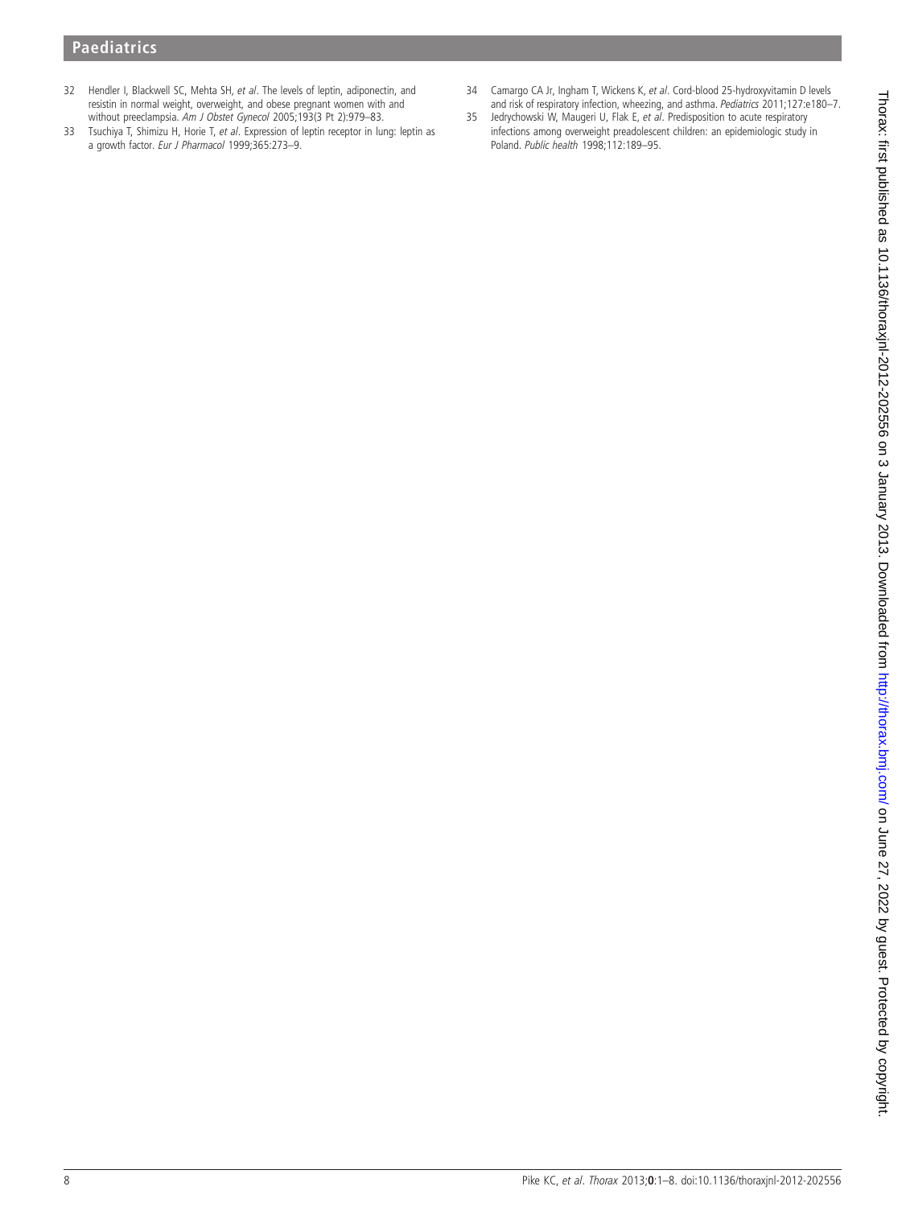32 Hendler I, Blackwell SC, Mehta SH, *et al*. The levels of leptin, adiponectin, and resistin in normal weight, overweight, and obese pregnant women with and without preeclampsia. *Am J Obstet Gynecol* 2005;193(3 Pt 2):979–83.

33 Tsuchiya T, Shimizu H, Horie T, *et al*. Expression of leptin receptor in lung: leptin as a growth factor. *Eur J Pharmacol* 1999;365:273–9.

34 Camargo CA Jr, Ingham T, Wickens K, *et al*. Cord-blood 25-hydroxyvitamin D levels and risk of respiratory infection, wheezing, and asthma. *Pediatrics* 2011;127:e180–7.

35 Jedrychowski W, Maugeri U, Flak E, *et al*. Predisposition to acute respiratory infections among overweight preadolescent children: an epidemiologic study in Poland. *Public health* 1998;112:189–95.